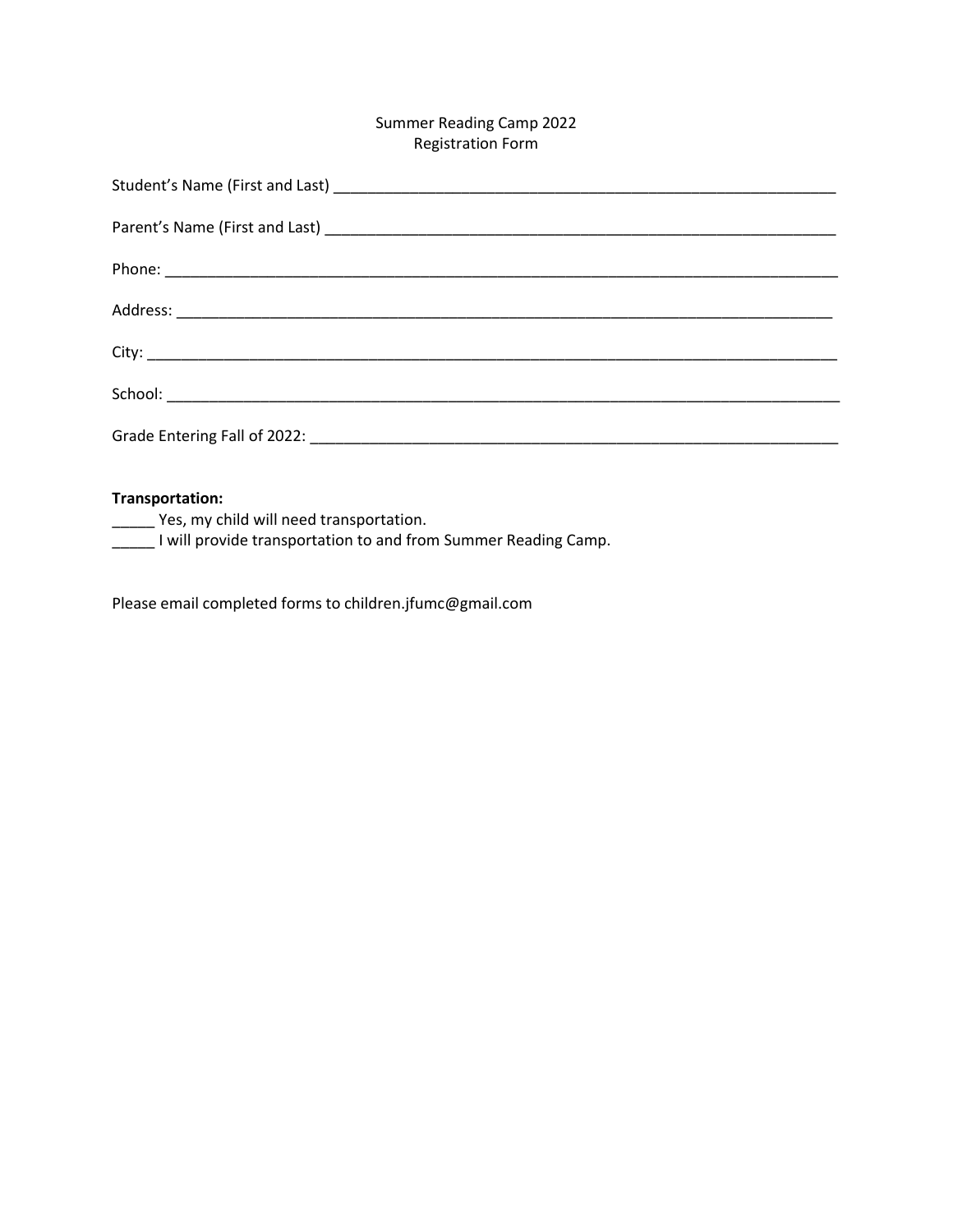Summer Reading Camp 2022
Registration Form

Student's Name (First and Last) ____________________________________________________________

Parent's Name (First and Last) _____________________________________________________________

Phone: ________________________________________________________________________________

Address: ______________________________________________________________________________

City: __________________________________________________________________________________

School: ________________________________________________________________________________

Grade Entering Fall of 2022: _______________________________________________________________

**Transportation:**

_____ Yes, my child will need transportation.

_____ I will provide transportation to and from Summer Reading Camp.

Please email completed forms to children.jfumc@gmail.com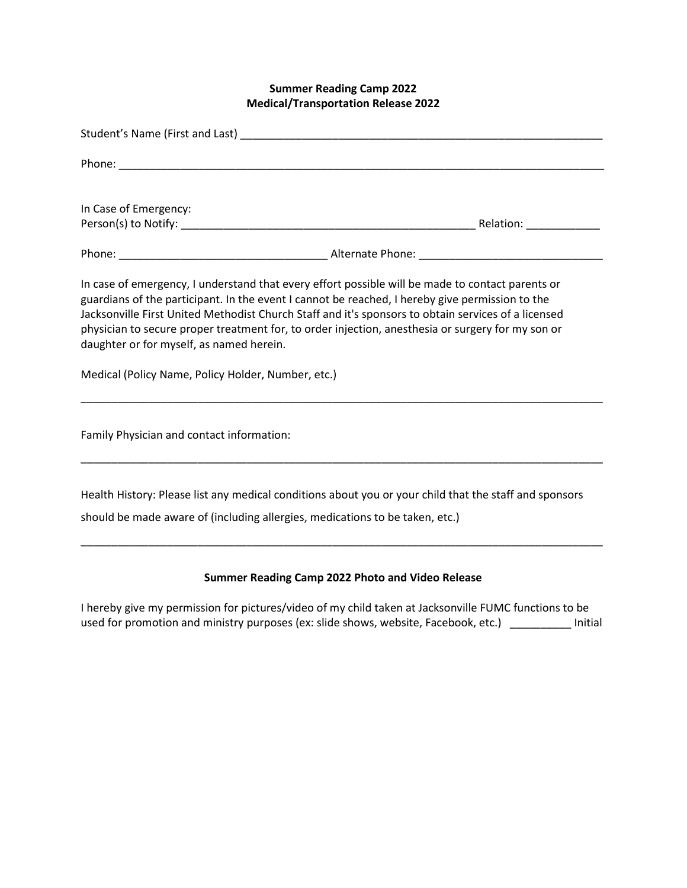**Summer Reading Camp 2022**
**Medical/Transportation Release 2022**

Student's Name (First and Last) ___________________________________________________________

Phone: ______________________________________________________________________________

In Case of Emergency:
Person(s) to Notify: _______________________________________________ Relation: ____________

Phone: _________________________________ Alternate Phone: _____________________________

In case of emergency, I understand that every effort possible will be made to contact parents or guardians of the participant. In the event I cannot be reached, I hereby give permission to the Jacksonville First United Methodist Church Staff and it's sponsors to obtain services of a licensed physician to secure proper treatment for, to order injection, anesthesia or surgery for my son or daughter or for myself, as named herein.

Medical (Policy Name, Policy Holder, Number, etc.)

_____________________________________________________________________________________

Family Physician and contact information:

_____________________________________________________________________________________

Health History: Please list any medical conditions about you or your child that the staff and sponsors should be made aware of (including allergies, medications to be taken, etc.)

_____________________________________________________________________________________

**Summer Reading Camp 2022 Photo and Video Release**

I hereby give my permission for pictures/video of my child taken at Jacksonville FUMC functions to be used for promotion and ministry purposes (ex: slide shows, website, Facebook, etc.) __________ Initial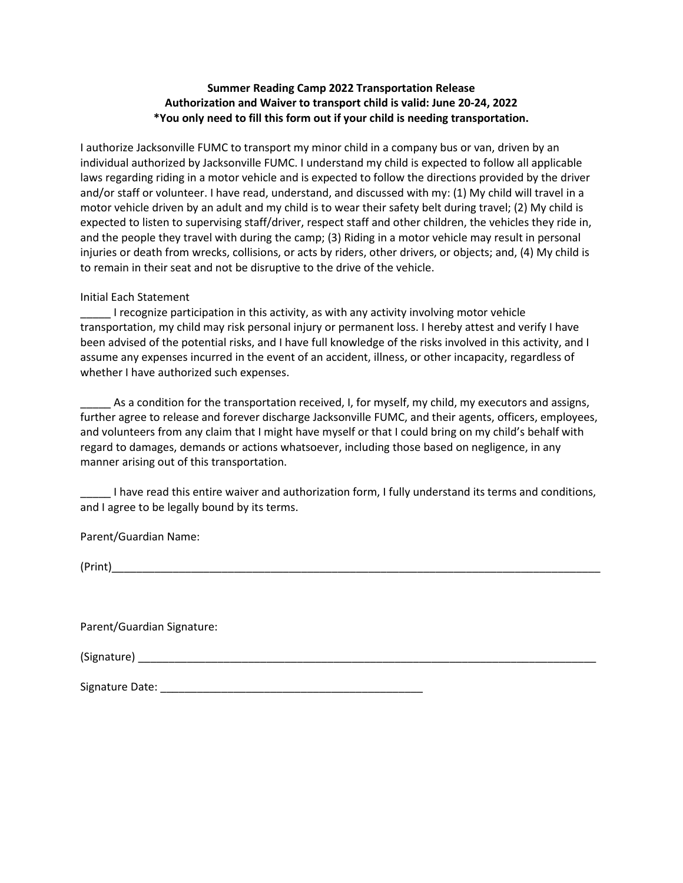**Summer Reading Camp 2022 Transportation Release**
**Authorization and Waiver to transport child is valid: June 20-24, 2022**
***You only need to fill this form out if your child is needing transportation.**

I authorize Jacksonville FUMC to transport my minor child in a company bus or van, driven by an individual authorized by Jacksonville FUMC. I understand my child is expected to follow all applicable laws regarding riding in a motor vehicle and is expected to follow the directions provided by the driver and/or staff or volunteer. I have read, understand, and discussed with my: (1) My child will travel in a motor vehicle driven by an adult and my child is to wear their safety belt during travel; (2) My child is expected to listen to supervising staff/driver, respect staff and other children, the vehicles they ride in, and the people they travel with during the camp; (3) Riding in a motor vehicle may result in personal injuries or death from wrecks, collisions, or acts by riders, other drivers, or objects; and, (4) My child is to remain in their seat and not be disruptive to the drive of the vehicle.

Initial Each Statement

_____ I recognize participation in this activity, as with any activity involving motor vehicle transportation, my child may risk personal injury or permanent loss. I hereby attest and verify I have been advised of the potential risks, and I have full knowledge of the risks involved in this activity, and I assume any expenses incurred in the event of an accident, illness, or other incapacity, regardless of whether I have authorized such expenses.

_____ As a condition for the transportation received, I, for myself, my child, my executors and assigns, further agree to release and forever discharge Jacksonville FUMC, and their agents, officers, employees, and volunteers from any claim that I might have myself or that I could bring on my child's behalf with regard to damages, demands or actions whatsoever, including those based on negligence, in any manner arising out of this transportation.

_____ I have read this entire waiver and authorization form, I fully understand its terms and conditions, and I agree to be legally bound by its terms.

Parent/Guardian Name:

(Print)_______________________________________________________________________________

Parent/Guardian Signature:

(Signature) ___________________________________________________________________________

Signature Date: __________________________________________